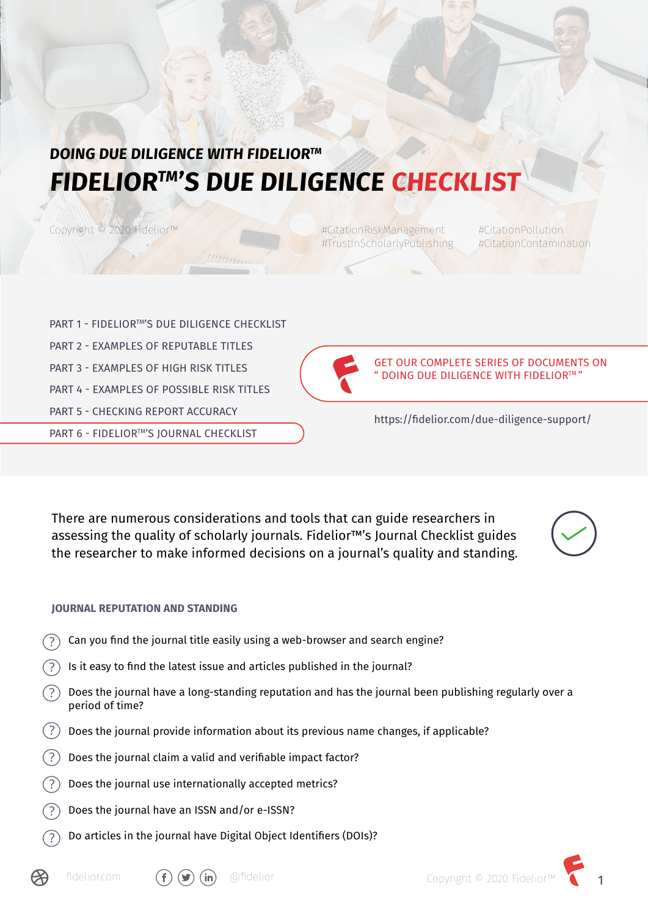DOING DUE DILIGENCE WITH FIDELIOR™

# FIDELIOR™'S DUE DILIGENCE CHECKLIST

Copyright © 2020 Fidelior™

#CitationRiskManagement #TrustInScholarlyPublishing #CitationPollution #CitationContamination

- PART 1 - FIDELIOR™'S DUE DILIGENCE CHECKLIST
- PART 2 - EXAMPLES OF REPUTABLE TITLES
- PART 3 - EXAMPLES OF HIGH RISK TITLES
- PART 4 - EXAMPLES OF POSSIBLE RISK TITLES
- PART 5 - CHECKING REPORT ACCURACY
- PART 6 - FIDELIOR™'S JOURNAL CHECKLIST

GET OUR COMPLETE SERIES OF DOCUMENTS ON " DOING DUE DILIGENCE WITH FIDELIOR™ "

https://fidelior.com/due-diligence-support/

There are numerous considerations and tools that can guide researchers in assessing the quality of scholarly journals. Fidelior™'s Journal Checklist guides the researcher to make informed decisions on a journal's quality and standing.

## JOURNAL REPUTATION AND STANDING

- Can you find the journal title easily using a web-browser and search engine?
- Is it easy to find the latest issue and articles published in the journal?
- Does the journal have a long-standing reputation and has the journal been publishing regularly over a period of time?
- Does the journal provide information about its previous name changes, if applicable?
- Does the journal claim a valid and verifiable impact factor?
- Does the journal use internationally accepted metrics?
- Does the journal have an ISSN and/or e-ISSN?
- Do articles in the journal have Digital Object Identifiers (DOIs)?

fidelior.com @fidelior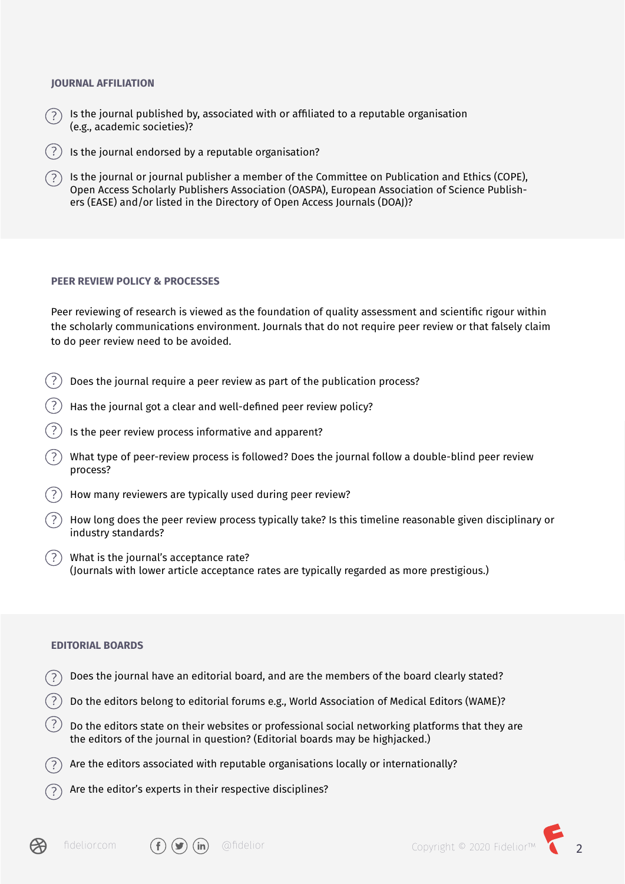## JOURNAL AFFILIATION

- Is the journal published by, associated with or affiliated to a reputable organisation (e.g., academic societies)?
- Is the journal endorsed by a reputable organisation?
- Is the journal or journal publisher a member of the Committee on Publication and Ethics (COPE), Open Access Scholarly Publishers Association (OASPA), European Association of Science Publishers (EASE) and/or listed in the Directory of Open Access Journals (DOAJ)?

## PEER REVIEW POLICY & PROCESSES

Peer reviewing of research is viewed as the foundation of quality assessment and scientific rigour within the scholarly communications environment. Journals that do not require peer review or that falsely claim to do peer review need to be avoided.

- Does the journal require a peer review as part of the publication process?
- Has the journal got a clear and well-defined peer review policy?
- Is the peer review process informative and apparent?
- What type of peer-review process is followed? Does the journal follow a double-blind peer review process?
- How many reviewers are typically used during peer review?
- How long does the peer review process typically take? Is this timeline reasonable given disciplinary or industry standards?
- What is the journal's acceptance rate?
  (Journals with lower article acceptance rates are typically regarded as more prestigious.)

## EDITORIAL BOARDS

- Does the journal have an editorial board, and are the members of the board clearly stated?
- Do the editors belong to editorial forums e.g., World Association of Medical Editors (WAME)?
- Do the editors state on their websites or professional social networking platforms that they are the editors of the journal in question? (Editorial boards may be highjacked.)
- Are the editors associated with reputable organisations locally or internationally?
- Are the editor's experts in their respective disciplines?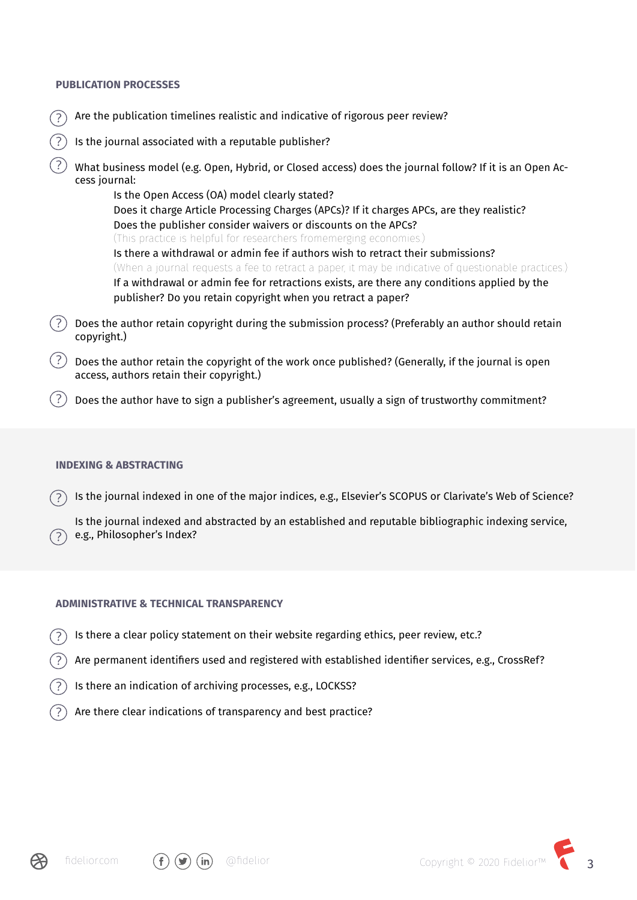## PUBLICATION PROCESSES

- Are the publication timelines realistic and indicative of rigorous peer review?
- Is the journal associated with a reputable publisher?
- What business model (e.g. Open, Hybrid, or Closed access) does the journal follow? If it is an Open Access journal:
  - Is the Open Access (OA) model clearly stated?
  - Does it charge Article Processing Charges (APCs)? If it charges APCs, are they realistic?
  - Does the publisher consider waivers or discounts on the APCs?
    (This practice is helpful for researchers fromemerging economies.)
  - Is there a withdrawal or admin fee if authors wish to retract their submissions?
    (When a journal requests a fee to retract a paper, it may be indicative of questionable practices.)
  - If a withdrawal or admin fee for retractions exists, are there any conditions applied by the publisher? Do you retain copyright when you retract a paper?
- Does the author retain copyright during the submission process? (Preferably an author should retain copyright.)
- Does the author retain the copyright of the work once published? (Generally, if the journal is open access, authors retain their copyright.)
- Does the author have to sign a publisher's agreement, usually a sign of trustworthy commitment?

## INDEXING & ABSTRACTING

- Is the journal indexed in one of the major indices, e.g., Elsevier's SCOPUS or Clarivate's Web of Science?
- Is the journal indexed and abstracted by an established and reputable bibliographic indexing service, e.g., Philosopher's Index?

## ADMINISTRATIVE & TECHNICAL TRANSPARENCY

- Is there a clear policy statement on their website regarding ethics, peer review, etc.?
- Are permanent identifiers used and registered with established identifier services, e.g., CrossRef?
- Is there an indication of archiving processes, e.g., LOCKSS?
- Are there clear indications of transparency and best practice?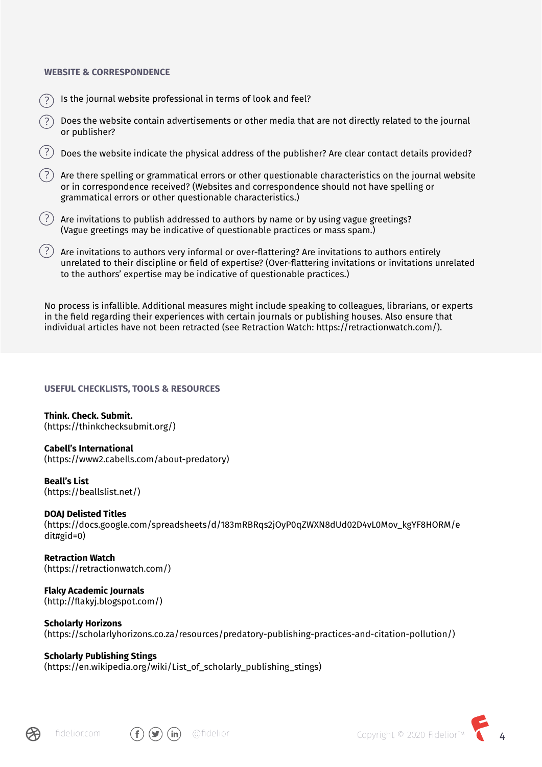## WEBSITE & CORRESPONDENCE

- Is the journal website professional in terms of look and feel?
- Does the website contain advertisements or other media that are not directly related to the journal or publisher?
- Does the website indicate the physical address of the publisher? Are clear contact details provided?
- Are there spelling or grammatical errors or other questionable characteristics on the journal website or in correspondence received? (Websites and correspondence should not have spelling or grammatical errors or other questionable characteristics.)
- Are invitations to publish addressed to authors by name or by using vague greetings? (Vague greetings may be indicative of questionable practices or mass spam.)
- Are invitations to authors very informal or over-flattering? Are invitations to authors entirely unrelated to their discipline or field of expertise? (Over-flattering invitations or invitations unrelated to the authors' expertise may be indicative of questionable practices.)

No process is infallible. Additional measures might include speaking to colleagues, librarians, or experts in the field regarding their experiences with certain journals or publishing houses. Also ensure that individual articles have not been retracted (see Retraction Watch: https://retractionwatch.com/).

## USEFUL CHECKLISTS, TOOLS & RESOURCES

**Think. Check. Submit.**
(https://thinkchecksubmit.org/)

**Cabell's International**
(https://www2.cabells.com/about-predatory)

**Beall's List**
(https://beallslist.net/)

**DOAJ Delisted Titles**
(https://docs.google.com/spreadsheets/d/183mRBRqs2jOyP0qZWXN8dUd02D4vL0Mov_kgYF8HORM/edit#gid=0)

**Retraction Watch**
(https://retractionwatch.com/)

**Flaky Academic Journals**
(http://flakyj.blogspot.com/)

**Scholarly Horizons**
(https://scholarlyhorizons.co.za/resources/predatory-publishing-practices-and-citation-pollution/)

**Scholarly Publishing Stings**
(https://en.wikipedia.org/wiki/List_of_scholarly_publishing_stings)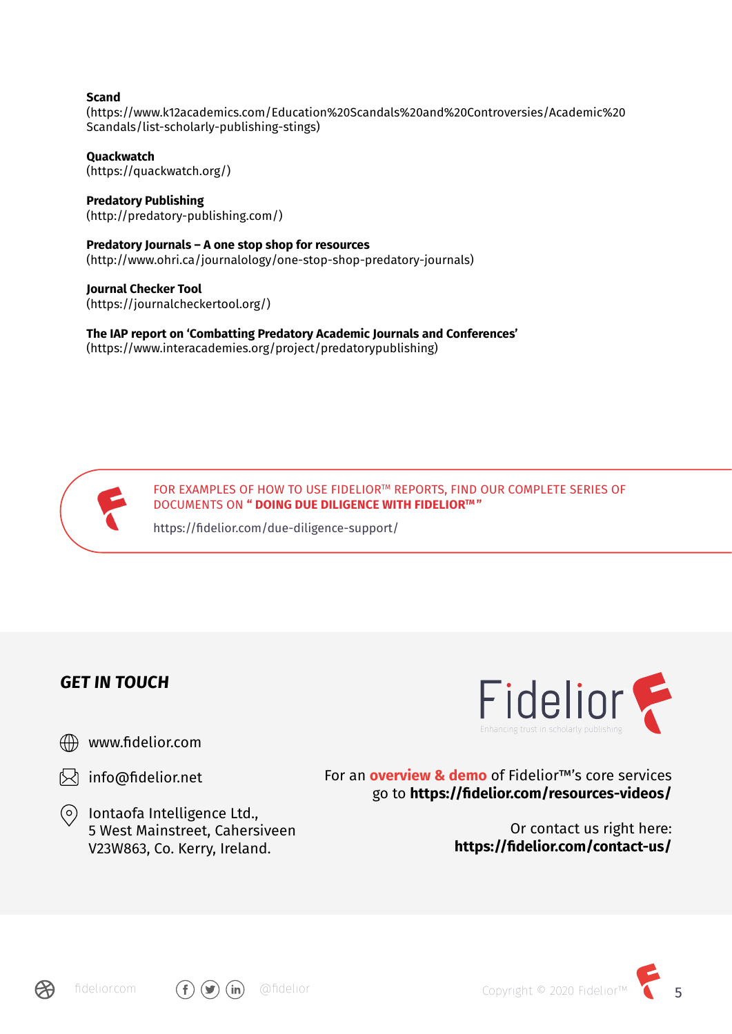**Scand**
(https://www.k12academics.com/Education%20Scandals%20and%20Controversies/Academic%20 Scandals/list-scholarly-publishing-stings)

**Quackwatch**
(https://quackwatch.org/)

**Predatory Publishing**
(http://predatory-publishing.com/)

**Predatory Journals – A one stop shop for resources**
(http://www.ohri.ca/journalology/one-stop-shop-predatory-journals)

**Journal Checker Tool**
(https://journalcheckertool.org/)

**The IAP report on 'Combatting Predatory Academic Journals and Conferences'**
(https://www.interacademies.org/project/predatorypublishing)

FOR EXAMPLES OF HOW TO USE FIDELIOR™ REPORTS, FIND OUR COMPLETE SERIES OF DOCUMENTS ON **" DOING DUE DILIGENCE WITH FIDELIOR™"**

https://fidelior.com/due-diligence-support/

## *GET IN TOUCH*

www.fidelior.com

info@fidelior.net

Iontaofa Intelligence Ltd.,
5 West Mainstreet, Cahersiveen
V23W863, Co. Kerry, Ireland.

Fidelior
Enhancing trust in scholarly publishing

For an **overview & demo** of Fidelior™'s core services go to **https://fidelior.com/resources-videos/**

Or contact us right here:
**https://fidelior.com/contact-us/**

fidelior.com @fidelior

Copyright © 2020 Fidelior™